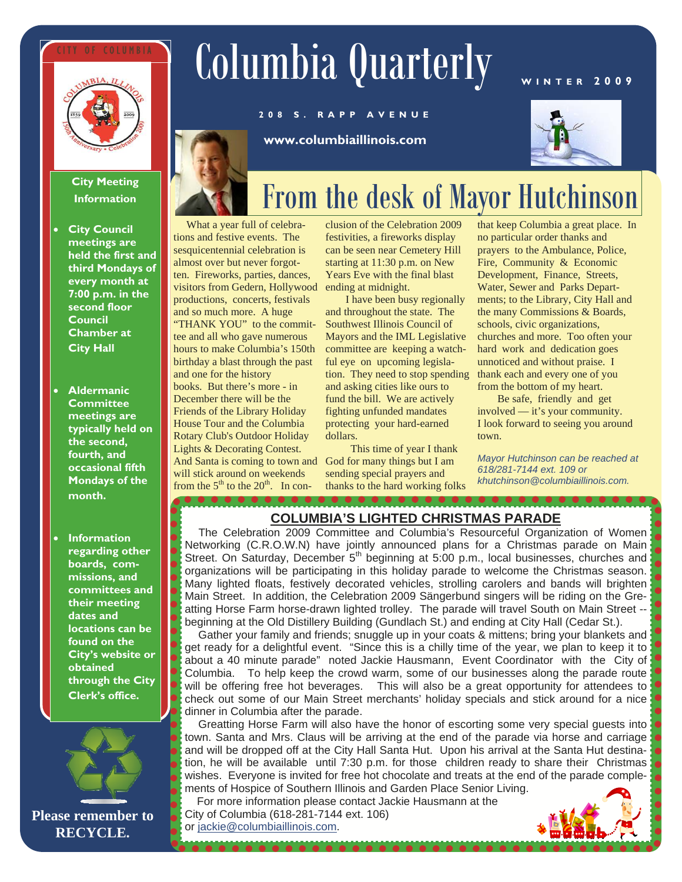# Columbia Quarterly

CITY OF COLUMBIA

**WINTER 2009**

**208 S. RAPP AVENUE**

**www.columbiaillinois.com**

## From the desk of Mayor Hutchinson

What a year full of celebrations and festive events. The sesquicentennial celebration is almost over but never forgotten. Fireworks, parties, dances, visitors from Gedern, Hollywood productions, concerts, festivals and so much more. A huge "THANK YOU" to the committee and all who gave numerous hours to make Columbia's 150th birthday a blast through the past and one for the history books. But there's more - in December there will be the Friends of the Library Holiday House Tour and the Columbia Rotary Club's Outdoor Holiday Lights & Decorating Contest. And Santa is coming to town and will stick around on weekends from the 5th to the 20th. In conclusion of the Celebration 2009 festivities, a fireworks display can be seen near Cemetery Hill starting at 11:30 p.m. on New Years Eve with the final blast ending at midnight.

I have been busy regionally and throughout the state. The Southwest Illinois Council of Mayors and the IML Legislative committee are keeping a watchful eye on upcoming legislation. They need to stop spending and asking cities like ours to fund the bill. We are actively fighting unfunded mandates protecting your hard-earned dollars.

This time of year I thank God for many things but I am sending special prayers and thanks to the hard working folks that keep Columbia a great place. In no particular order thanks and prayers to the Ambulance, Police, Fire, Community & Economic Development, Finance, Streets, Water, Sewer and Parks Departments; to the Library, City Hall and the many Commissions & Boards, schools, civic organizations, churches and more. Too often your hard work and dedication goes unnoticed and without praise. I thank each and every one of you from the bottom of my heart.

Be safe, friendly and get involved — it's your community. I look forward to seeing you around town.

*Mayor Hutchinson can be reached at 618/281-7144 ext. 109 or khutchinson@columbiaillinois.com.*

### City Meeting Information

- **City Council meetings are held the first and third Mondays of every month at 7:00 p.m. in the second floor Council Chamber at City Hall**
- **Aldermanic Committee meetings are typically held on the second, fourth, and occasional fifth Mondays of the month.**
- **Information regarding other boards, commissions, and committees and their meeting dates and locations can be found on the City's website or obtained through the City Clerk's office.**

**Please remember to RECYCLE.**

## COLUMBIA'S LIGHTED CHRISTMAS PARADE

The Celebration 2009 Committee and Columbia's Resourceful Organization of Women Networking (C.R.O.W.N) have jointly announced plans for a Christmas parade on Main Street. On Saturday, December 5th beginning at 5:00 p.m., local businesses, churches and organizations will be participating in this holiday parade to welcome the Christmas season. Many lighted floats, festively decorated vehicles, strolling carolers and bands will brighten Main Street. In addition, the Celebration 2009 Sängerbund singers will be riding on the Greatting Horse Farm horse-drawn lighted trolley. The parade will travel South on Main Street -- beginning at the Old Distillery Building (Gundlach St.) and ending at City Hall (Cedar St.).

Gather your family and friends; snuggle up in your coats & mittens; bring your blankets and get ready for a delightful event. "Since this is a chilly time of the year, we plan to keep it to about a 40 minute parade" noted Jackie Hausmann, Event Coordinator with the City of Columbia. To help keep the crowd warm, some of our businesses along the parade route will be offering free hot beverages. This will also be a great opportunity for attendees to check out some of our Main Street merchants' holiday specials and stick around for a nice dinner in Columbia after the parade.

Greatting Horse Farm will also have the honor of escorting some very special guests into town. Santa and Mrs. Claus will be arriving at the end of the parade via horse and carriage and will be dropped off at the City Hall Santa Hut. Upon his arrival at the Santa Hut destination, he will be available until 7:30 p.m. for those children ready to share their Christmas wishes. Everyone is invited for free hot chocolate and treats at the end of the parade compliments of Hospice of Southern Illinois and Garden Place Senior Living.

For more information please contact Jackie Hausmann at the City of Columbia (618-281-7144 ext. 106) or jackie@columbiaillinois.com.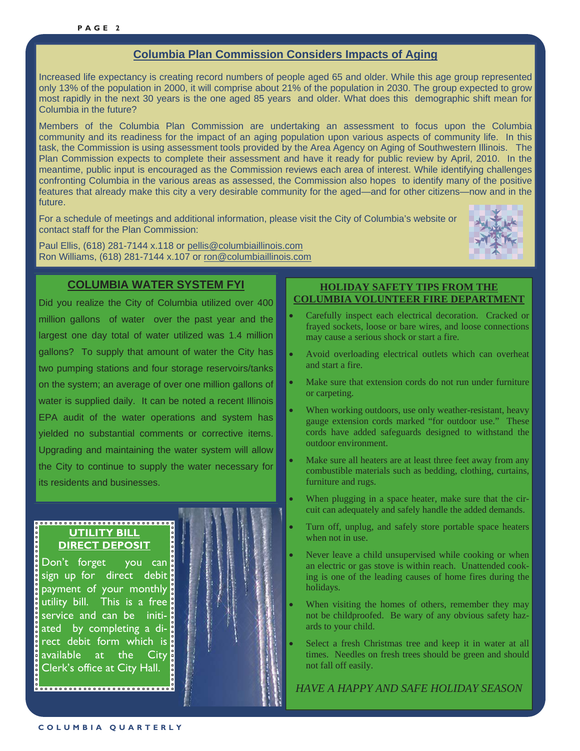## Columbia Plan Commission Considers Impacts of Aging

Increased life expectancy is creating record numbers of people aged 65 and older. While this age group represented only 13% of the population in 2000, it will comprise about 21% of the population in 2030. The group expected to grow most rapidly in the next 30 years is the one aged 85 years and older. What does this demographic shift mean for Columbia in the future?

Members of the Columbia Plan Commission are undertaking an assessment to focus upon the Columbia community and its readiness for the impact of an aging population upon various aspects of community life. In this task, the Commission is using assessment tools provided by the Area Agency on Aging of Southwestern Illinois. The Plan Commission expects to complete their assessment and have it ready for public review by April, 2010. In the meantime, public input is encouraged as the Commission reviews each area of interest. While identifying challenges confronting Columbia in the various areas as assessed, the Commission also hopes to identify many of the positive features that already make this city a very desirable community for the aged—and for other citizens—now and in the future.

For a schedule of meetings and additional information, please visit the City of Columbia's website or contact staff for the Plan Commission:

Paul Ellis, (618) 281-7144 x.118 or pellis@columbiaillinois.com
Ron Williams, (618) 281-7144 x.107 or ron@columbiaillinois.com

## COLUMBIA WATER SYSTEM FYI

Did you realize the City of Columbia utilized over 400 million gallons of water over the past year and the largest one day total of water utilized was 1.4 million gallons? To supply that amount of water the City has two pumping stations and four storage reservoirs/tanks on the system; an average of over one million gallons of water is supplied daily. It can be noted a recent Illinois EPA audit of the water operations and system has yielded no substantial comments or corrective items. Upgrading and maintaining the water system will allow the City to continue to supply the water necessary for its residents and businesses.

## UTILITY BILL DIRECT DEPOSIT

Don't forget you can sign up for direct debit payment of your monthly utility bill. This is a free service and can be initiated by completing a direct debit form which is available at the City Clerk's office at City Hall.

## HOLIDAY SAFETY TIPS FROM THE COLUMBIA VOLUNTEER FIRE DEPARTMENT

- Carefully inspect each electrical decoration. Cracked or frayed sockets, loose or bare wires, and loose connections may cause a serious shock or start a fire.
- Avoid overloading electrical outlets which can overheat and start a fire.
- Make sure that extension cords do not run under furniture or carpeting.
- When working outdoors, use only weather-resistant, heavy gauge extension cords marked "for outdoor use." These cords have added safeguards designed to withstand the outdoor environment.
- Make sure all heaters are at least three feet away from any combustible materials such as bedding, clothing, curtains, furniture and rugs.
- When plugging in a space heater, make sure that the circuit can adequately and safely handle the added demands.
- Turn off, unplug, and safely store portable space heaters when not in use.
- Never leave a child unsupervised while cooking or when an electric or gas stove is within reach. Unattended cooking is one of the leading causes of home fires during the holidays.
- When visiting the homes of others, remember they may not be childproofed. Be wary of any obvious safety hazards to your child.
- Select a fresh Christmas tree and keep it in water at all times. Needles on fresh trees should be green and should not fall off easily.

*HAVE A HAPPY AND SAFE HOLIDAY SEASON*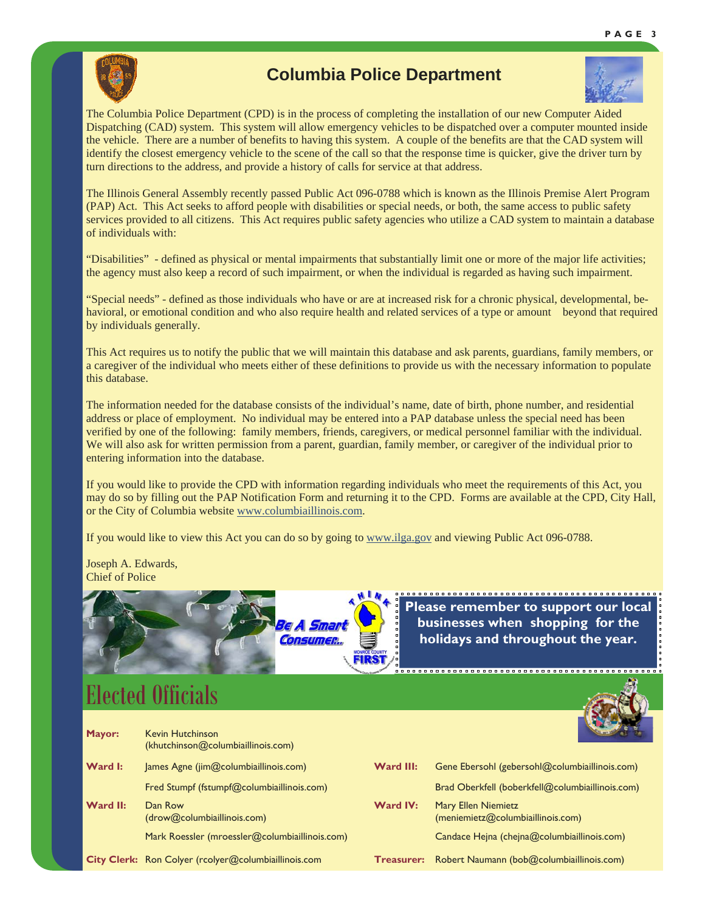## Columbia Police Department

The Columbia Police Department (CPD) is in the process of completing the installation of our new Computer Aided Dispatching (CAD) system. This system will allow emergency vehicles to be dispatched over a computer mounted inside the vehicle. There are a number of benefits to having this system. A couple of the benefits are that the CAD system will identify the closest emergency vehicle to the scene of the call so that the response time is quicker, give the driver turn by turn directions to the address, and provide a history of calls for service at that address.

The Illinois General Assembly recently passed Public Act 096-0788 which is known as the Illinois Premise Alert Program (PAP) Act. This Act seeks to afford people with disabilities or special needs, or both, the same access to public safety services provided to all citizens. This Act requires public safety agencies who utilize a CAD system to maintain a database of individuals with:

"Disabilities" - defined as physical or mental impairments that substantially limit one or more of the major life activities; the agency must also keep a record of such impairment, or when the individual is regarded as having such impairment.

"Special needs" - defined as those individuals who have or are at increased risk for a chronic physical, developmental, behavioral, or emotional condition and who also require health and related services of a type or amount beyond that required by individuals generally.

This Act requires us to notify the public that we will maintain this database and ask parents, guardians, family members, or a caregiver of the individual who meets either of these definitions to provide us with the necessary information to populate this database.

The information needed for the database consists of the individual's name, date of birth, phone number, and residential address or place of employment. No individual may be entered into a PAP database unless the special need has been verified by one of the following: family members, friends, caregivers, or medical personnel familiar with the individual. We will also ask for written permission from a parent, guardian, family member, or caregiver of the individual prior to entering information into the database.

If you would like to provide the CPD with information regarding individuals who meet the requirements of this Act, you may do so by filling out the PAP Notification Form and returning it to the CPD. Forms are available at the CPD, City Hall, or the City of Columbia website www.columbiaillinois.com.

If you would like to view this Act you can do so by going to www.ilga.gov and viewing Public Act 096-0788.

Joseph A. Edwards,
Chief of Police

Be A Smart Consumer... THINK Monroe County FIRST

**Please remember to support our local businesses when shopping for the holidays and throughout the year.**

# Elected Officials

**Mayor:** Kevin Hutchinson (khutchinson@columbiaillinois.com)

**Ward I:** James Agne (jim@columbiaillinois.com)
Fred Stumpf (fstumpf@columbiaillinois.com)

**Ward II:** Dan Row (drow@columbiaillinois.com)
Mark Roessler (mroessler@columbiaillinois.com)

**Ward III:** Gene Ebersohl (gebersohl@columbiaillinois.com)
Brad Oberkfell (boberkfell@columbiaillinois.com)

**Ward IV:** Mary Ellen Niemietz (meniemietz@columbiaillinois.com)
Candace Hejna (chejna@columbiaillinois.com)

**City Clerk:** Ron Colyer (rcolyer@columbiaillinois.com

**Treasurer:** Robert Naumann (bob@columbiaillinois.com)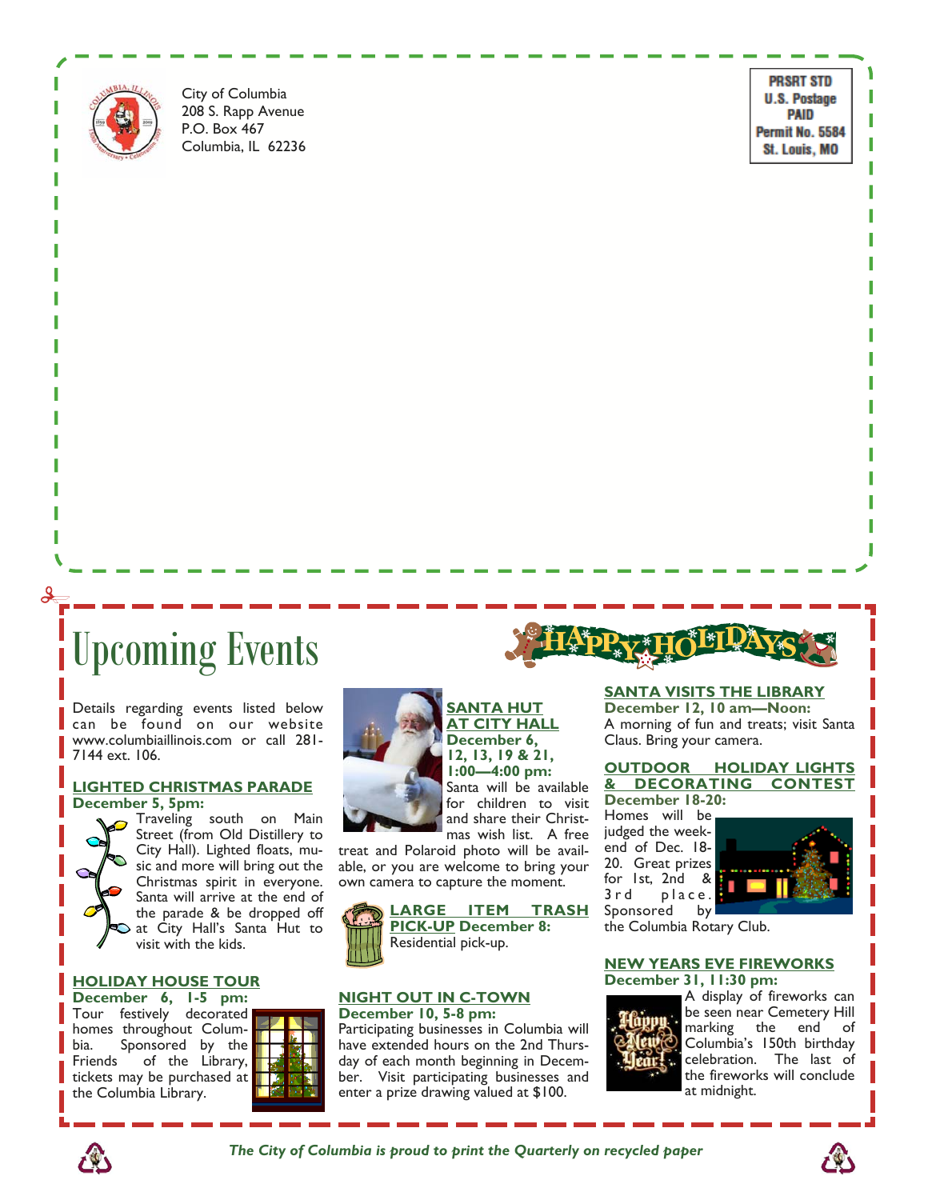City of Columbia
208 S. Rapp Avenue
P.O. Box 467
Columbia, IL 62236

PRSRT STD
U.S. Postage
PAID
Permit No. 5584
St. Louis, MO

# Upcoming Events

HAPPY HOLIDAYS

Details regarding events listed below can be found on our website www.columbiaillinois.com or call 281-7144 ext. 106.

**LIGHTED CHRISTMAS PARADE**
**December 5, 5pm:**
Traveling south on Main Street (from Old Distillery to City Hall). Lighted floats, music and more will bring out the Christmas spirit in everyone. Santa will arrive at the end of the parade & be dropped off at City Hall's Santa Hut to visit with the kids.

**HOLIDAY HOUSE TOUR**
**December 6, 1-5 pm:**
Tour festively decorated homes throughout Columbia. Sponsored by the Friends of the Library, tickets may be purchased at the Columbia Library.

**SANTA HUT AT CITY HALL**
**December 6, 12, 13, 19 & 21, 1:00—4:00 pm:**
Santa will be available for children to visit and share their Christmas wish list. A free treat and Polaroid photo will be available, or you are welcome to bring your own camera to capture the moment.

**LARGE ITEM TRASH PICK-UP December 8:**
Residential pick-up.

**NIGHT OUT IN C-TOWN**
**December 10, 5-8 pm:**
Participating businesses in Columbia will have extended hours on the 2nd Thursday of each month beginning in December. Visit participating businesses and enter a prize drawing valued at $100.

**SANTA VISITS THE LIBRARY**
**December 12, 10 am—Noon:**
A morning of fun and treats; visit Santa Claus. Bring your camera.

**OUTDOOR HOLIDAY LIGHTS & DECORATING CONTEST**
**December 18-20:**
Homes will be judged the weekend of Dec. 18-20. Great prizes for 1st, 2nd & 3rd place. Sponsored by the Columbia Rotary Club.

**NEW YEARS EVE FIREWORKS**
**December 31, 11:30 pm:**
A display of fireworks can be seen near Cemetery Hill marking the end of Columbia's 150th birthday celebration. The last of the fireworks will conclude at midnight.

*The City of Columbia is proud to print the Quarterly on recycled paper*